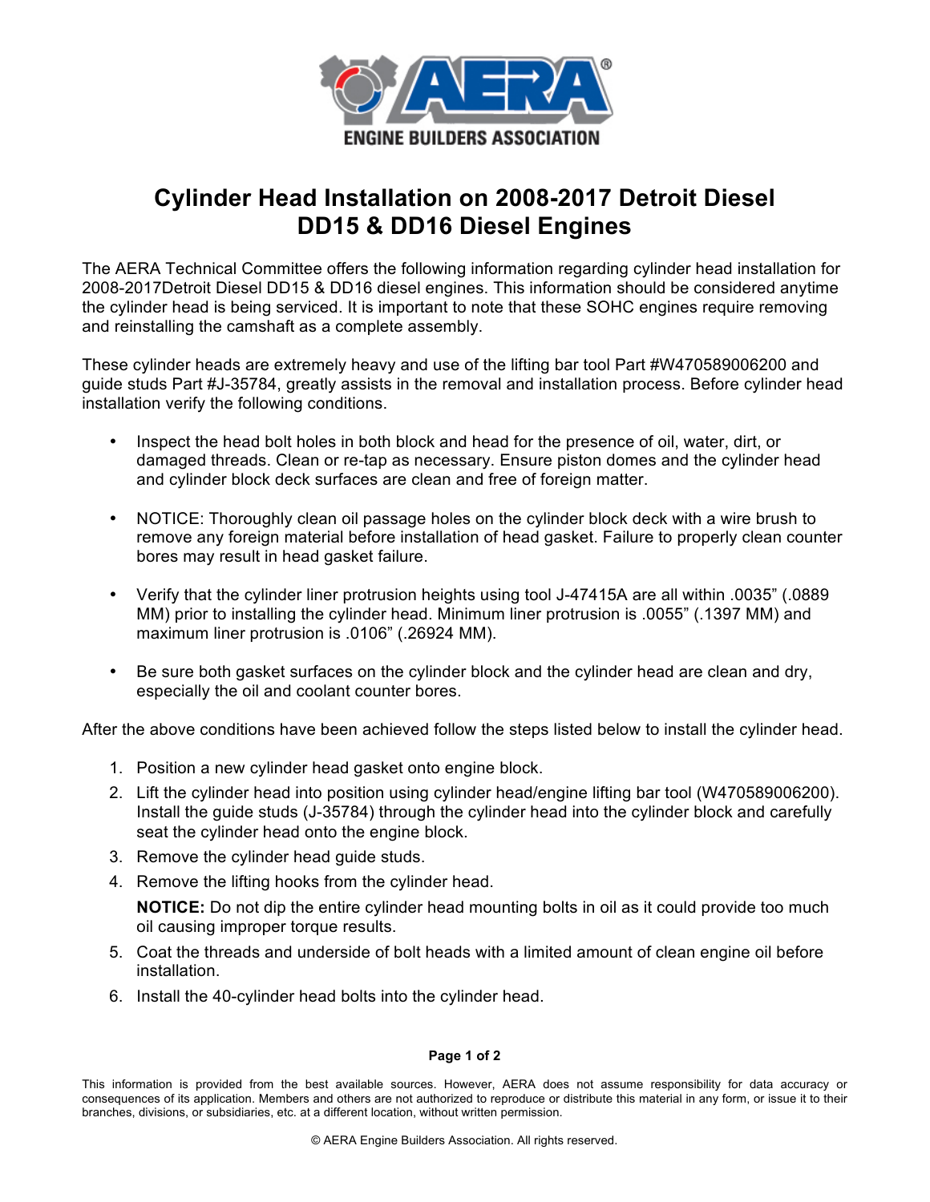ENGINE BUILDERS ASSOCIATION

# Cylinder Head Installation on 2008-2017 Detroit Diesel DD15 & DD16 Diesel Engines

The AERA Technical Committee offers the following information regarding cylinder head installation for 2008-2017Detroit Diesel DD15 & DD16 diesel engines. This information should be considered anytime the cylinder head is being serviced. It is important to note that these SOHC engines require removing and reinstalling the camshaft as a complete assembly.

These cylinder heads are extremely heavy and use of the lifting bar tool Part #W470589006200 and guide studs Part #J-35784, greatly assists in the removal and installation process. Before cylinder head installation verify the following conditions.

- Inspect the head bolt holes in both block and head for the presence of oil, water, dirt, or damaged threads. Clean or re-tap as necessary. Ensure piston domes and the cylinder head and cylinder block deck surfaces are clean and free of foreign matter.
- NOTICE: Thoroughly clean oil passage holes on the cylinder block deck with a wire brush to remove any foreign material before installation of head gasket. Failure to properly clean counter bores may result in head gasket failure.
- Verify that the cylinder liner protrusion heights using tool J-47415A are all within .0035" (.0889 MM) prior to installing the cylinder head. Minimum liner protrusion is .0055" (.1397 MM) and maximum liner protrusion is .0106" (.26924 MM).
- Be sure both gasket surfaces on the cylinder block and the cylinder head are clean and dry, especially the oil and coolant counter bores.

After the above conditions have been achieved follow the steps listed below to install the cylinder head.

1. Position a new cylinder head gasket onto engine block.
2. Lift the cylinder head into position using cylinder head/engine lifting bar tool (W470589006200). Install the guide studs (J-35784) through the cylinder head into the cylinder block and carefully seat the cylinder head onto the engine block.
3. Remove the cylinder head guide studs.
4. Remove the lifting hooks from the cylinder head.

   **NOTICE:** Do not dip the entire cylinder head mounting bolts in oil as it could provide too much oil causing improper torque results.
5. Coat the threads and underside of bolt heads with a limited amount of clean engine oil before installation.
6. Install the 40-cylinder head bolts into the cylinder head.

This information is provided from the best available sources. However, AERA does not assume responsibility for data accuracy or consequences of its application. Members and others are not authorized to reproduce or distribute this material in any form, or issue it to their branches, divisions, or subsidiaries, etc. at a different location, without written permission.

© AERA Engine Builders Association. All rights reserved.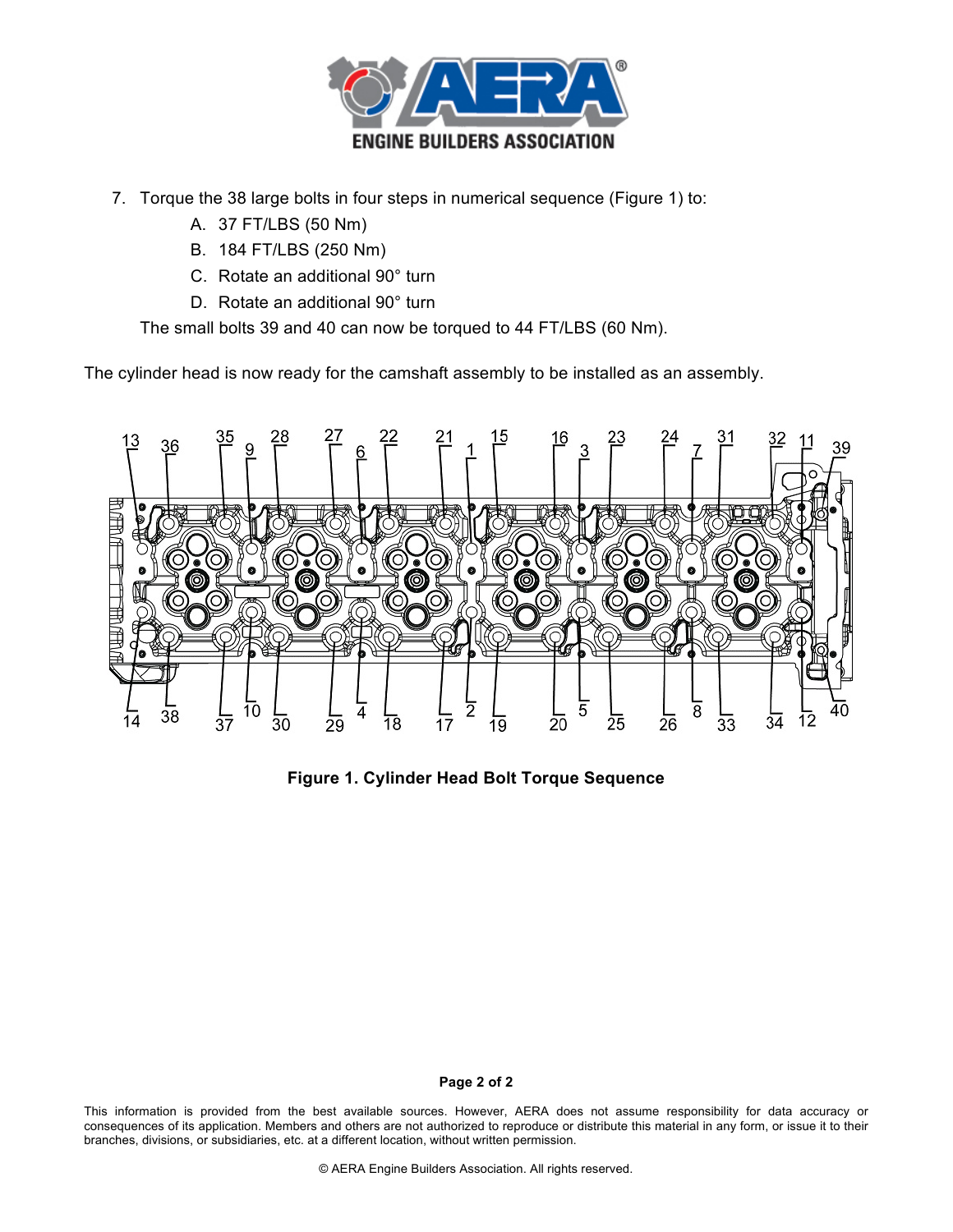7. Torque the 38 large bolts in four steps in numerical sequence (Figure 1) to:
    A. 37 FT/LBS (50 Nm)
    B. 184 FT/LBS (250 Nm)
    C. Rotate an additional 90° turn
    D. Rotate an additional 90° turn

    The small bolts 39 and 40 can now be torqued to 44 FT/LBS (60 Nm).

The cylinder head is now ready for the camshaft assembly to be installed as an assembly.

13 36 35 9 28 27 6 22 21 1 15 16 3 23 24 7 31 32 11 39

14 38 37 10 30 29 4 18 17 2 19 20 5 25 26 8 33 34 12 40

**Figure 1. Cylinder Head Bolt Torque Sequence**